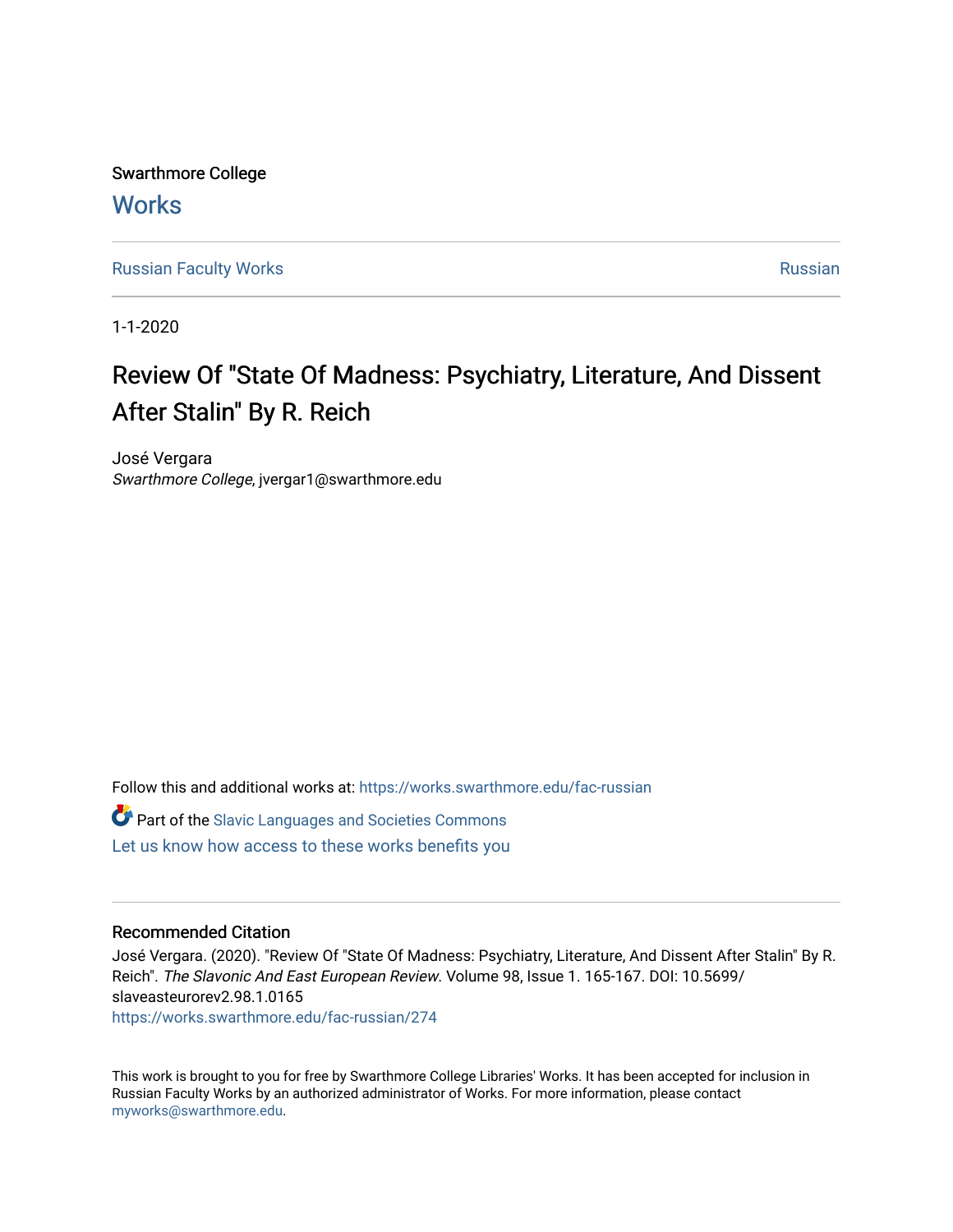Swarthmore College

# Works

Russian Faculty Works | Russian

1-1-2020

# Review Of "State Of Madness: Psychiatry, Literature, And Dissent After Stalin" By R. Reich

José Vergara
*Swarthmore College*, jvergar1@swarthmore.edu

Follow this and additional works at: https://works.swarthmore.edu/fac-russian

Part of the Slavic Languages and Societies Commons

Let us know how access to these works benefits you

## Recommended Citation

José Vergara. (2020). "Review Of "State Of Madness: Psychiatry, Literature, And Dissent After Stalin" By R. Reich". *The Slavonic And East European Review*. Volume 98, Issue 1. 165-167. DOI: 10.5699/slaveasteurorev2.98.1.0165
https://works.swarthmore.edu/fac-russian/274

This work is brought to you for free by Swarthmore College Libraries' Works. It has been accepted for inclusion in Russian Faculty Works by an authorized administrator of Works. For more information, please contact myworks@swarthmore.edu.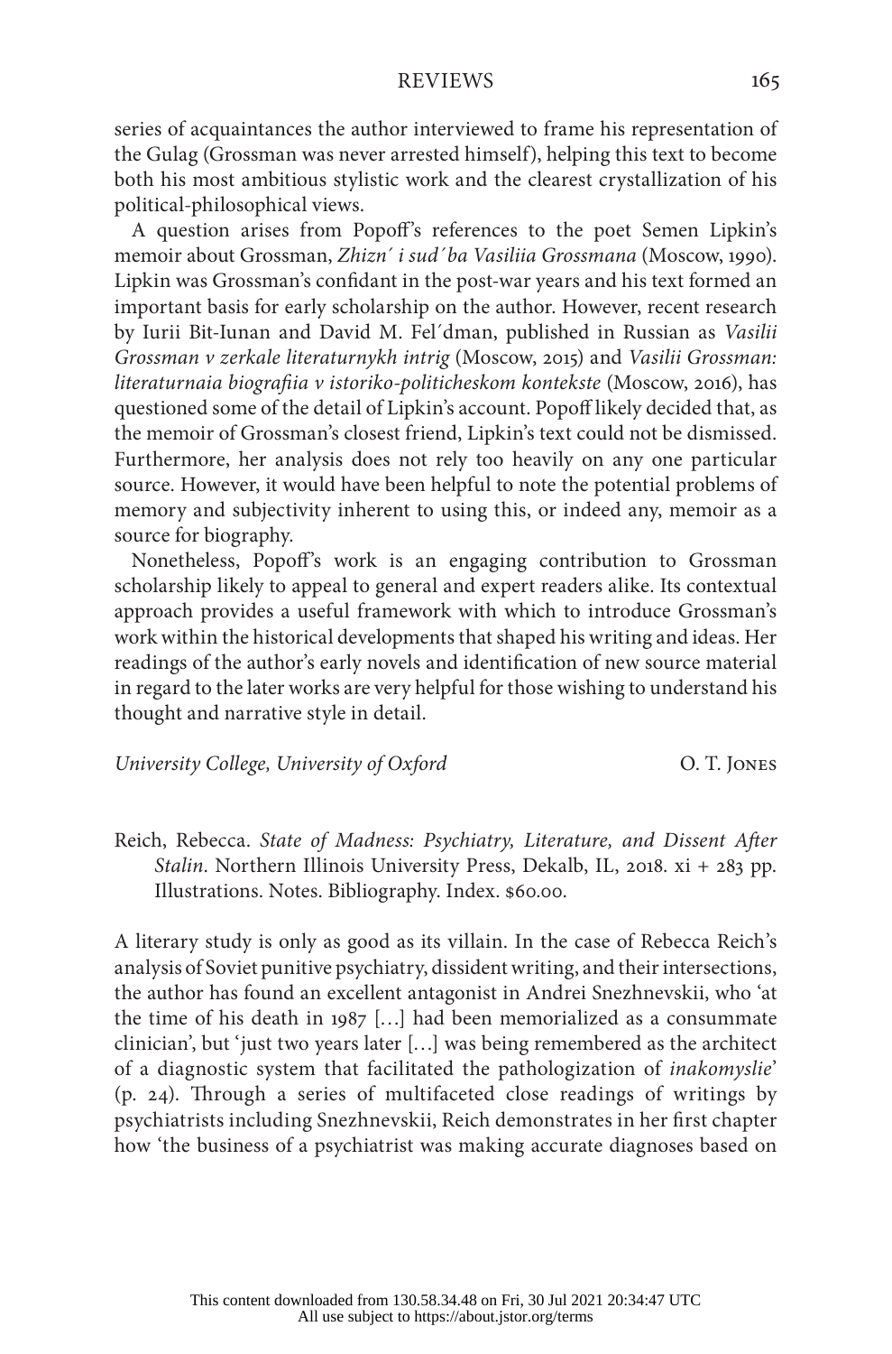series of acquaintances the author interviewed to frame his representation of the Gulag (Grossman was never arrested himself), helping this text to become both his most ambitious stylistic work and the clearest crystallization of his political-philosophical views.

A question arises from Popoff's references to the poet Semen Lipkin's memoir about Grossman, *Zhizn´ i sud´ba Vasiliia Grossmana* (Moscow, 1990). Lipkin was Grossman's confidant in the post-war years and his text formed an important basis for early scholarship on the author. However, recent research by Iurii Bit-Iunan and David M. Fel´dman, published in Russian as *Vasilii Grossman v zerkale literaturnykh intrig* (Moscow, 2015) and *Vasilii Grossman: literaturnaia biografiia v istoriko-politicheskom kontekste* (Moscow, 2016), has questioned some of the detail of Lipkin's account. Popoff likely decided that, as the memoir of Grossman's closest friend, Lipkin's text could not be dismissed. Furthermore, her analysis does not rely too heavily on any one particular source. However, it would have been helpful to note the potential problems of memory and subjectivity inherent to using this, or indeed any, memoir as a source for biography.

Nonetheless, Popoff's work is an engaging contribution to Grossman scholarship likely to appeal to general and expert readers alike. Its contextual approach provides a useful framework with which to introduce Grossman's work within the historical developments that shaped his writing and ideas. Her readings of the author's early novels and identification of new source material in regard to the later works are very helpful for those wishing to understand his thought and narrative style in detail.

*University College, University of Oxford* O. T. Jones

Reich, Rebecca. *State of Madness: Psychiatry, Literature, and Dissent After Stalin*. Northern Illinois University Press, Dekalb, IL, 2018. xi + 283 pp. Illustrations. Notes. Bibliography. Index. $60.00.

A literary study is only as good as its villain. In the case of Rebecca Reich's analysis of Soviet punitive psychiatry, dissident writing, and their intersections, the author has found an excellent antagonist in Andrei Snezhnevskii, who 'at the time of his death in 1987 […] had been memorialized as a consummate clinician', but 'just two years later […] was being remembered as the architect of a diagnostic system that facilitated the pathologization of *inakomyslie*' (p. 24). Through a series of multifaceted close readings of writings by psychiatrists including Snezhnevskii, Reich demonstrates in her first chapter how 'the business of a psychiatrist was making accurate diagnoses based on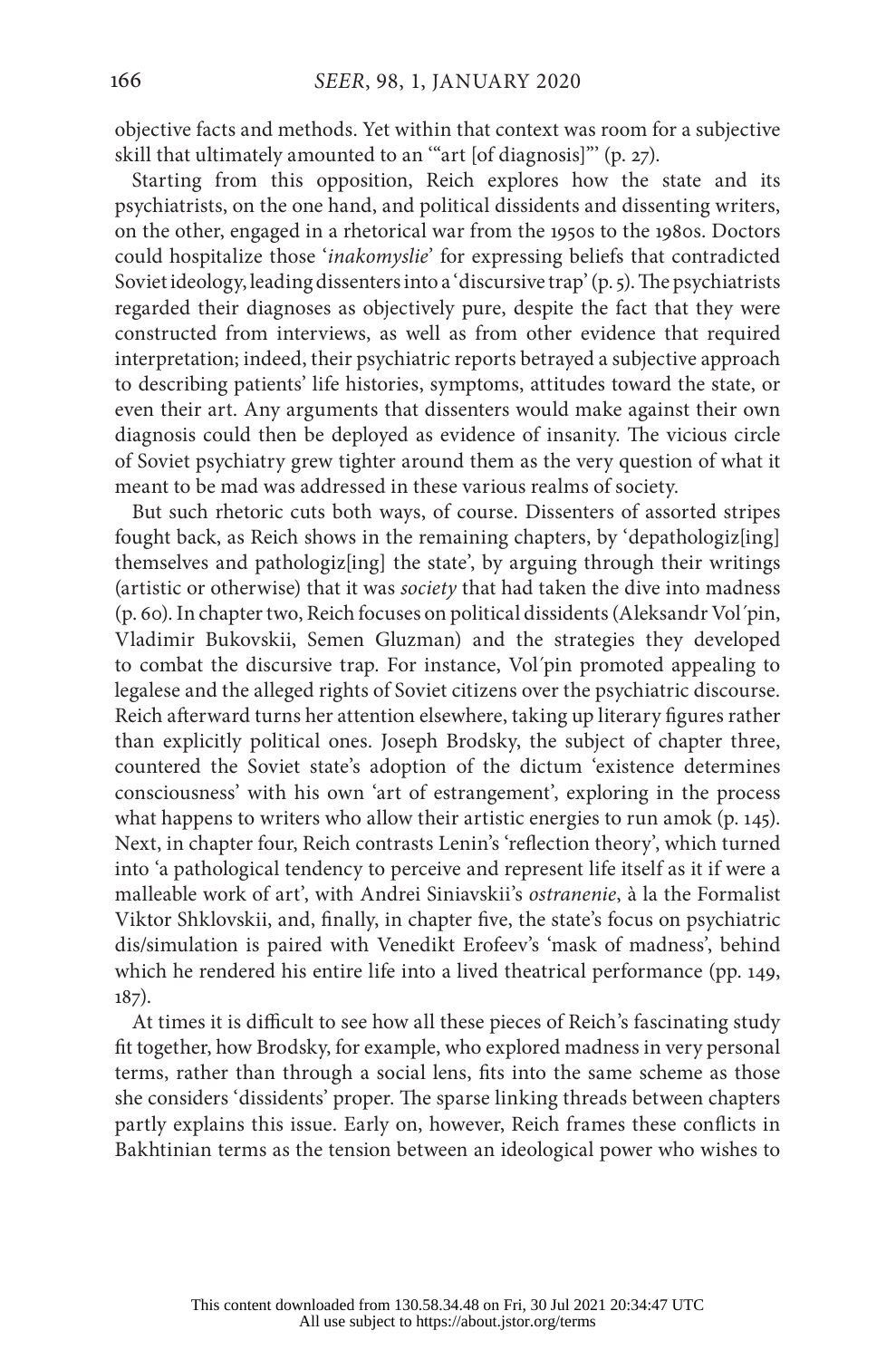objective facts and methods. Yet within that context was room for a subjective skill that ultimately amounted to an '"art [of diagnosis]"' (p. 27).

Starting from this opposition, Reich explores how the state and its psychiatrists, on the one hand, and political dissidents and dissenting writers, on the other, engaged in a rhetorical war from the 1950s to the 1980s. Doctors could hospitalize those '*inakomyslie*' for expressing beliefs that contradicted Soviet ideology, leading dissenters into a 'discursive trap' (p. 5). The psychiatrists regarded their diagnoses as objectively pure, despite the fact that they were constructed from interviews, as well as from other evidence that required interpretation; indeed, their psychiatric reports betrayed a subjective approach to describing patients' life histories, symptoms, attitudes toward the state, or even their art. Any arguments that dissenters would make against their own diagnosis could then be deployed as evidence of insanity. The vicious circle of Soviet psychiatry grew tighter around them as the very question of what it meant to be mad was addressed in these various realms of society.

But such rhetoric cuts both ways, of course. Dissenters of assorted stripes fought back, as Reich shows in the remaining chapters, by 'depathologiz[ing] themselves and pathologiz[ing] the state', by arguing through their writings (artistic or otherwise) that it was *society* that had taken the dive into madness (p. 60). In chapter two, Reich focuses on political dissidents (Aleksandr Vol´pin, Vladimir Bukovskii, Semen Gluzman) and the strategies they developed to combat the discursive trap. For instance, Vol´pin promoted appealing to legalese and the alleged rights of Soviet citizens over the psychiatric discourse. Reich afterward turns her attention elsewhere, taking up literary figures rather than explicitly political ones. Joseph Brodsky, the subject of chapter three, countered the Soviet state's adoption of the dictum 'existence determines consciousness' with his own 'art of estrangement', exploring in the process what happens to writers who allow their artistic energies to run amok (p. 145). Next, in chapter four, Reich contrasts Lenin's 'reflection theory', which turned into 'a pathological tendency to perceive and represent life itself as it if were a malleable work of art', with Andrei Siniavskii's *ostranenie*, à la the Formalist Viktor Shklovskii, and, finally, in chapter five, the state's focus on psychiatric dis/simulation is paired with Venedikt Erofeev's 'mask of madness', behind which he rendered his entire life into a lived theatrical performance (pp. 149, 187).

At times it is difficult to see how all these pieces of Reich's fascinating study fit together, how Brodsky, for example, who explored madness in very personal terms, rather than through a social lens, fits into the same scheme as those she considers 'dissidents' proper. The sparse linking threads between chapters partly explains this issue. Early on, however, Reich frames these conflicts in Bakhtinian terms as the tension between an ideological power who wishes to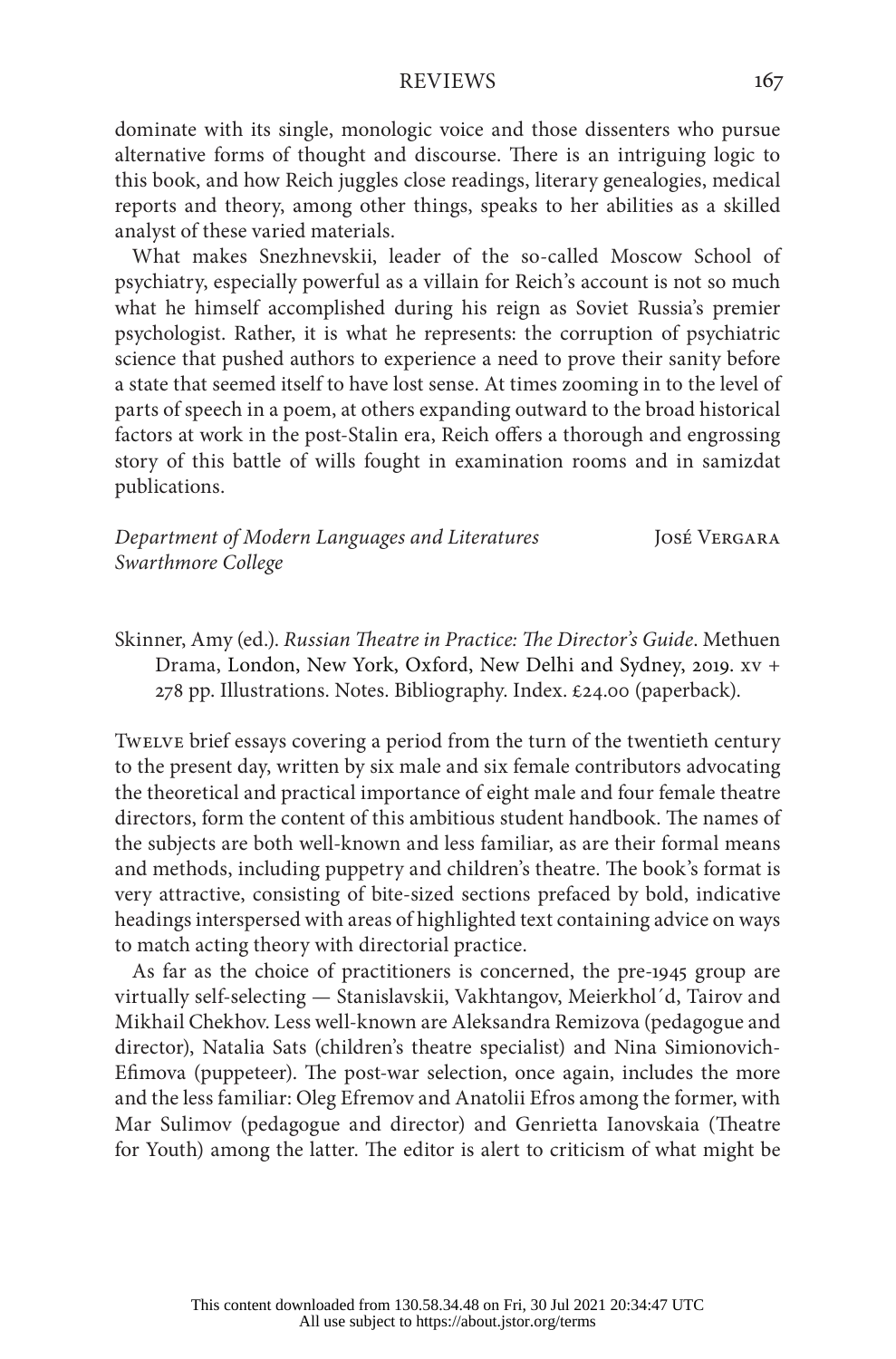dominate with its single, monologic voice and those dissenters who pursue alternative forms of thought and discourse. There is an intriguing logic to this book, and how Reich juggles close readings, literary genealogies, medical reports and theory, among other things, speaks to her abilities as a skilled analyst of these varied materials.

What makes Snezhnevskii, leader of the so-called Moscow School of psychiatry, especially powerful as a villain for Reich's account is not so much what he himself accomplished during his reign as Soviet Russia's premier psychologist. Rather, it is what he represents: the corruption of psychiatric science that pushed authors to experience a need to prove their sanity before a state that seemed itself to have lost sense. At times zooming in to the level of parts of speech in a poem, at others expanding outward to the broad historical factors at work in the post-Stalin era, Reich offers a thorough and engrossing story of this battle of wills fought in examination rooms and in samizdat publications.

*Department of Modern Languages and Literatures*
*Swarthmore College*

José Vergara

Skinner, Amy (ed.). *Russian Theatre in Practice: The Director's Guide*. Methuen Drama, London, New York, Oxford, New Delhi and Sydney, 2019. xv + 278 pp. Illustrations. Notes. Bibliography. Index. £24.00 (paperback).

Twelve brief essays covering a period from the turn of the twentieth century to the present day, written by six male and six female contributors advocating the theoretical and practical importance of eight male and four female theatre directors, form the content of this ambitious student handbook. The names of the subjects are both well-known and less familiar, as are their formal means and methods, including puppetry and children's theatre. The book's format is very attractive, consisting of bite-sized sections prefaced by bold, indicative headings interspersed with areas of highlighted text containing advice on ways to match acting theory with directorial practice.

As far as the choice of practitioners is concerned, the pre-1945 group are virtually self-selecting — Stanislavskii, Vakhtangov, Meierkhol′d, Tairov and Mikhail Chekhov. Less well-known are Aleksandra Remizova (pedagogue and director), Natalia Sats (children's theatre specialist) and Nina Simionovich-Efimova (puppeteer). The post-war selection, once again, includes the more and the less familiar: Oleg Efremov and Anatolii Efros among the former, with Mar Sulimov (pedagogue and director) and Genrietta Ianovskaia (Theatre for Youth) among the latter. The editor is alert to criticism of what might be